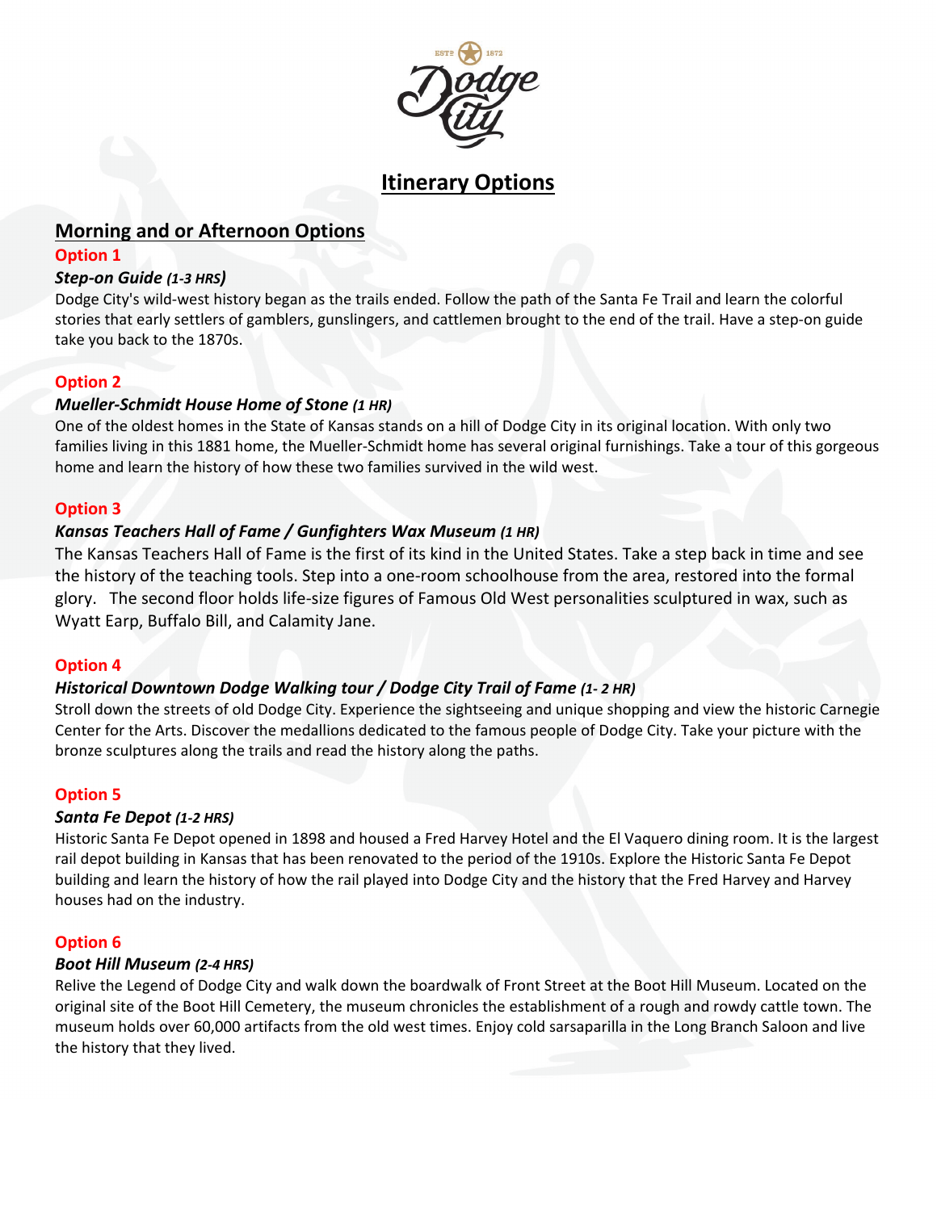# Itinerary Options

## Morning and or Afternoon Options

**Option 1**

***Step-on Guide (1-3 HRS)***

Dodge City's wild-west history began as the trails ended. Follow the path of the Santa Fe Trail and learn the colorful stories that early settlers of gamblers, gunslingers, and cattlemen brought to the end of the trail. Have a step-on guide take you back to the 1870s.

**Option 2**

***Mueller-Schmidt House Home of Stone (1 HR)***

One of the oldest homes in the State of Kansas stands on a hill of Dodge City in its original location. With only two families living in this 1881 home, the Mueller-Schmidt home has several original furnishings. Take a tour of this gorgeous home and learn the history of how these two families survived in the wild west.

**Option 3**

***Kansas Teachers Hall of Fame / Gunfighters Wax Museum (1 HR)***

The Kansas Teachers Hall of Fame is the first of its kind in the United States. Take a step back in time and see the history of the teaching tools. Step into a one-room schoolhouse from the area, restored into the formal glory. The second floor holds life-size figures of Famous Old West personalities sculptured in wax, such as Wyatt Earp, Buffalo Bill, and Calamity Jane.

**Option 4**

***Historical Downtown Dodge Walking tour / Dodge City Trail of Fame (1- 2 HR)***

Stroll down the streets of old Dodge City. Experience the sightseeing and unique shopping and view the historic Carnegie Center for the Arts. Discover the medallions dedicated to the famous people of Dodge City. Take your picture with the bronze sculptures along the trails and read the history along the paths.

**Option 5**

***Santa Fe Depot (1-2 HRS)***

Historic Santa Fe Depot opened in 1898 and housed a Fred Harvey Hotel and the El Vaquero dining room. It is the largest rail depot building in Kansas that has been renovated to the period of the 1910s. Explore the Historic Santa Fe Depot building and learn the history of how the rail played into Dodge City and the history that the Fred Harvey and Harvey houses had on the industry.

**Option 6**

***Boot Hill Museum (2-4 HRS)***

Relive the Legend of Dodge City and walk down the boardwalk of Front Street at the Boot Hill Museum. Located on the original site of the Boot Hill Cemetery, the museum chronicles the establishment of a rough and rowdy cattle town. The museum holds over 60,000 artifacts from the old west times. Enjoy cold sarsaparilla in the Long Branch Saloon and live the history that they lived.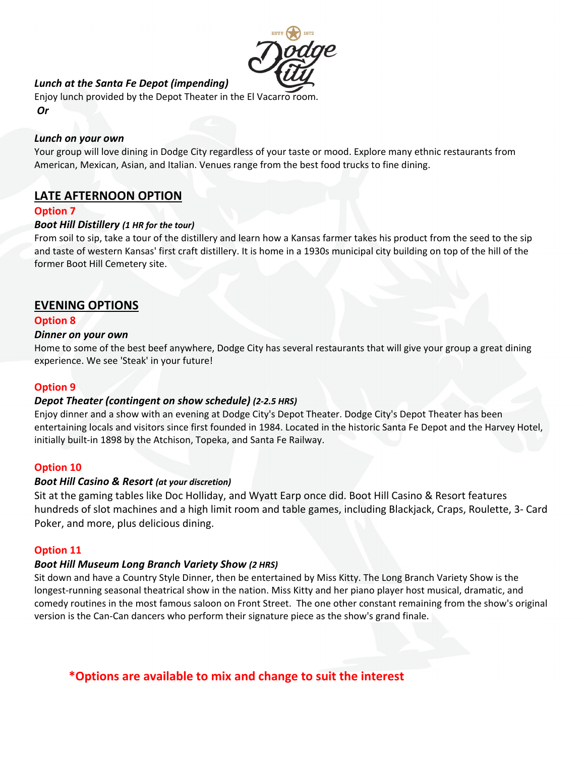***Lunch at the Santa Fe Depot (impending)***

Enjoy lunch provided by the Depot Theater in the El Vacarro room.

***Or***

***Lunch on your own***

Your group will love dining in Dodge City regardless of your taste or mood. Explore many ethnic restaurants from American, Mexican, Asian, and Italian. Venues range from the best food trucks to fine dining.

## LATE AFTERNOON OPTION

**Option 7**

***Boot Hill Distillery*** ***(1 HR for the tour)***

From soil to sip, take a tour of the distillery and learn how a Kansas farmer takes his product from the seed to the sip and taste of western Kansas' first craft distillery. It is home in a 1930s municipal city building on top of the hill of the former Boot Hill Cemetery site.

## EVENING OPTIONS

**Option 8**

***Dinner on your own***

Home to some of the best beef anywhere, Dodge City has several restaurants that will give your group a great dining experience. We see 'Steak' in your future!

**Option 9**

***Depot Theater (contingent on show schedule)*** ***(2-2.5 HRS)***

Enjoy dinner and a show with an evening at Dodge City's Depot Theater. Dodge City's Depot Theater has been entertaining locals and visitors since first founded in 1984. Located in the historic Santa Fe Depot and the Harvey Hotel, initially built-in 1898 by the Atchison, Topeka, and Santa Fe Railway.

**Option 10**

***Boot Hill Casino & Resort*** ***(at your discretion)***

Sit at the gaming tables like Doc Holliday, and Wyatt Earp once did. Boot Hill Casino & Resort features hundreds of slot machines and a high limit room and table games, including Blackjack, Craps, Roulette, 3- Card Poker, and more, plus delicious dining.

**Option 11**

***Boot Hill Museum Long Branch Variety Show*** ***(2 HRS)***

Sit down and have a Country Style Dinner, then be entertained by Miss Kitty. The Long Branch Variety Show is the longest-running seasonal theatrical show in the nation. Miss Kitty and her piano player host musical, dramatic, and comedy routines in the most famous saloon on Front Street. The one other constant remaining from the show's original version is the Can-Can dancers who perform their signature piece as the show's grand finale.

**\*Options are available to mix and change to suit the interest**